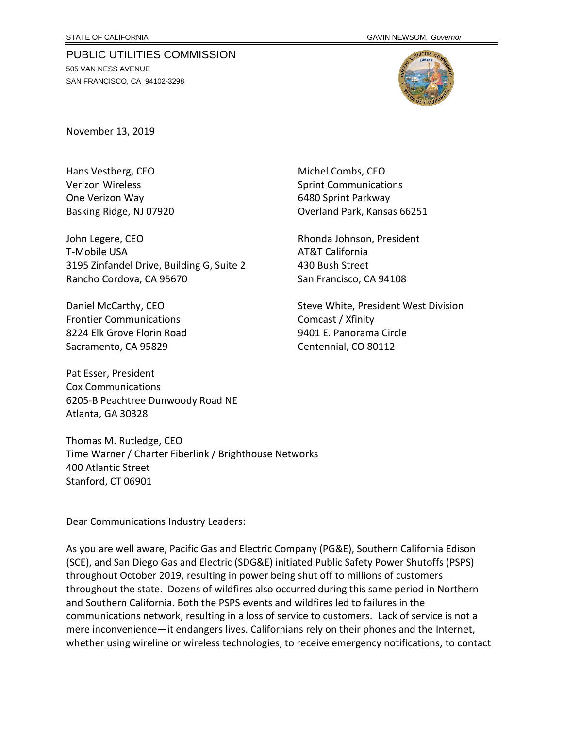STATE OF CALIFORNIA GAVIN NEWSOM, *Governor*

PUBLIC UTILITIES COMMISSION
505 VAN NESS AVENUE
SAN FRANCISCO, CA 94102-3298

November 13, 2019

Hans Vestberg, CEO
Verizon Wireless
One Verizon Way
Basking Ridge, NJ 07920

Michel Combs, CEO
Sprint Communications
6480 Sprint Parkway
Overland Park, Kansas 66251

John Legere, CEO
T-Mobile USA
3195 Zinfandel Drive, Building G, Suite 2
Rancho Cordova, CA 95670

Rhonda Johnson, President
AT&T California
430 Bush Street
San Francisco, CA 94108

Daniel McCarthy, CEO
Frontier Communications
8224 Elk Grove Florin Road
Sacramento, CA 95829

Steve White, President West Division
Comcast / Xfinity
9401 E. Panorama Circle
Centennial, CO 80112

Pat Esser, President
Cox Communications
6205-B Peachtree Dunwoody Road NE
Atlanta, GA 30328

Thomas M. Rutledge, CEO
Time Warner / Charter Fiberlink / Brighthouse Networks
400 Atlantic Street
Stanford, CT 06901

Dear Communications Industry Leaders:

As you are well aware, Pacific Gas and Electric Company (PG&E), Southern California Edison (SCE), and San Diego Gas and Electric (SDG&E) initiated Public Safety Power Shutoffs (PSPS) throughout October 2019, resulting in power being shut off to millions of customers throughout the state. Dozens of wildfires also occurred during this same period in Northern and Southern California. Both the PSPS events and wildfires led to failures in the communications network, resulting in a loss of service to customers. Lack of service is not a mere inconvenience—it endangers lives. Californians rely on their phones and the Internet, whether using wireline or wireless technologies, to receive emergency notifications, to contact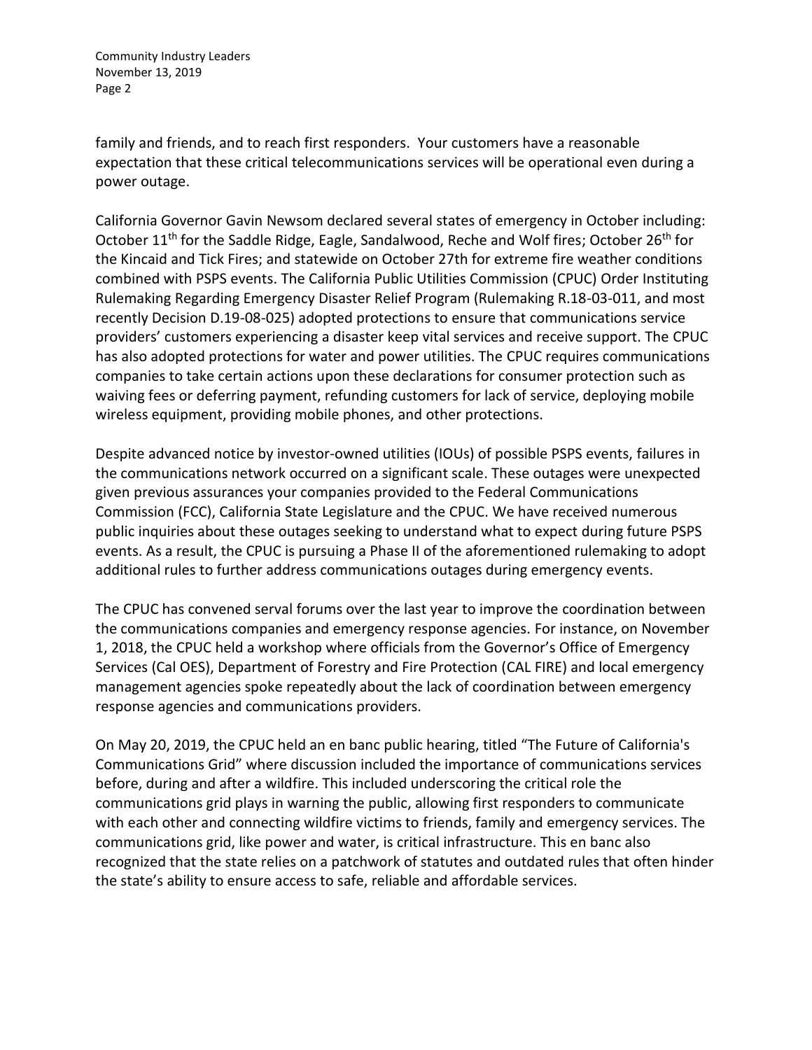family and friends, and to reach first responders. Your customers have a reasonable expectation that these critical telecommunications services will be operational even during a power outage.

California Governor Gavin Newsom declared several states of emergency in October including: October 11th for the Saddle Ridge, Eagle, Sandalwood, Reche and Wolf fires; October 26th for the Kincaid and Tick Fires; and statewide on October 27th for extreme fire weather conditions combined with PSPS events. The California Public Utilities Commission (CPUC) Order Instituting Rulemaking Regarding Emergency Disaster Relief Program (Rulemaking R.18-03-011, and most recently Decision D.19-08-025) adopted protections to ensure that communications service providers' customers experiencing a disaster keep vital services and receive support. The CPUC has also adopted protections for water and power utilities. The CPUC requires communications companies to take certain actions upon these declarations for consumer protection such as waiving fees or deferring payment, refunding customers for lack of service, deploying mobile wireless equipment, providing mobile phones, and other protections.

Despite advanced notice by investor-owned utilities (IOUs) of possible PSPS events, failures in the communications network occurred on a significant scale. These outages were unexpected given previous assurances your companies provided to the Federal Communications Commission (FCC), California State Legislature and the CPUC. We have received numerous public inquiries about these outages seeking to understand what to expect during future PSPS events. As a result, the CPUC is pursuing a Phase II of the aforementioned rulemaking to adopt additional rules to further address communications outages during emergency events.

The CPUC has convened serval forums over the last year to improve the coordination between the communications companies and emergency response agencies. For instance, on November 1, 2018, the CPUC held a workshop where officials from the Governor's Office of Emergency Services (Cal OES), Department of Forestry and Fire Protection (CAL FIRE) and local emergency management agencies spoke repeatedly about the lack of coordination between emergency response agencies and communications providers.

On May 20, 2019, the CPUC held an en banc public hearing, titled "The Future of California's Communications Grid" where discussion included the importance of communications services before, during and after a wildfire. This included underscoring the critical role the communications grid plays in warning the public, allowing first responders to communicate with each other and connecting wildfire victims to friends, family and emergency services. The communications grid, like power and water, is critical infrastructure. This en banc also recognized that the state relies on a patchwork of statutes and outdated rules that often hinder the state's ability to ensure access to safe, reliable and affordable services.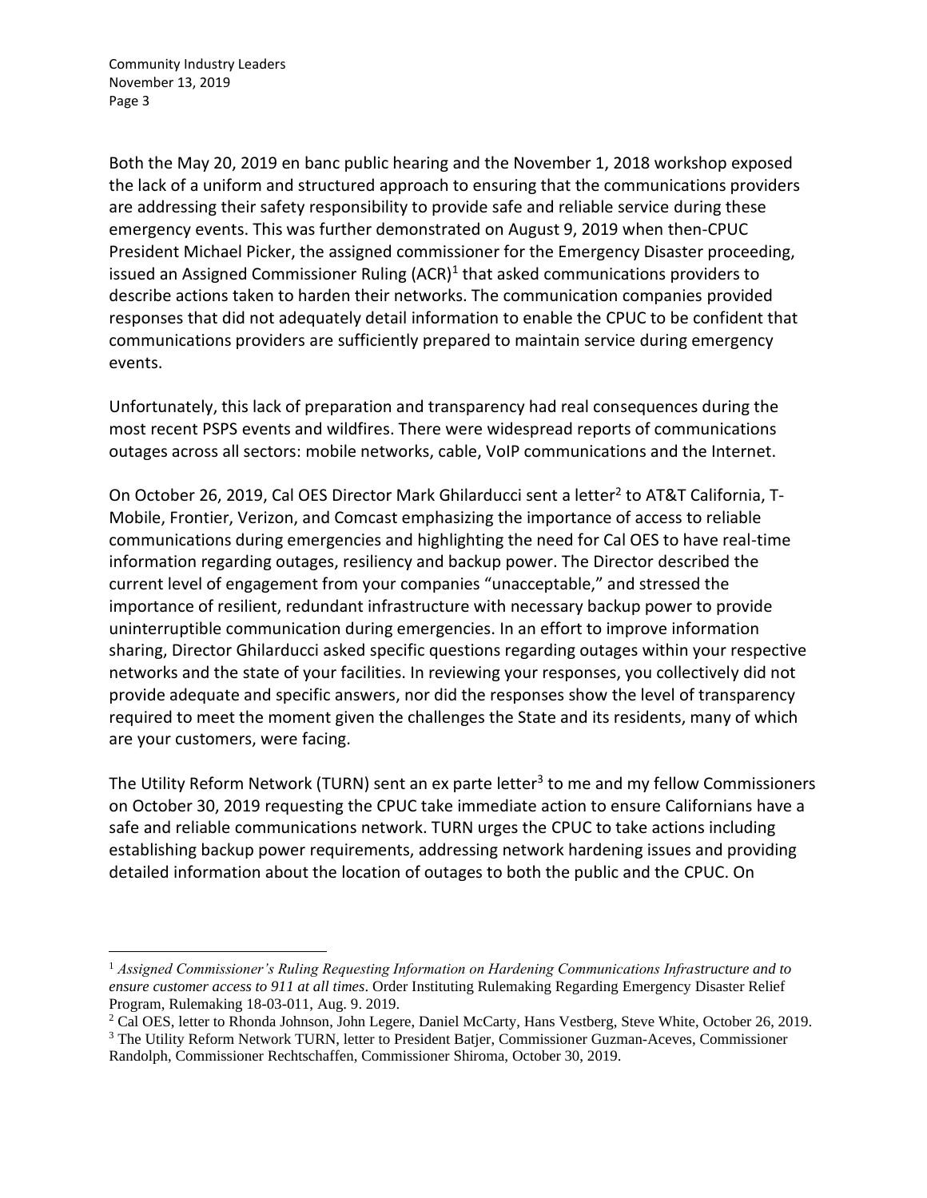Both the May 20, 2019 en banc public hearing and the November 1, 2018 workshop exposed the lack of a uniform and structured approach to ensuring that the communications providers are addressing their safety responsibility to provide safe and reliable service during these emergency events. This was further demonstrated on August 9, 2019 when then-CPUC President Michael Picker, the assigned commissioner for the Emergency Disaster proceeding, issued an Assigned Commissioner Ruling (ACR)[1] that asked communications providers to describe actions taken to harden their networks. The communication companies provided responses that did not adequately detail information to enable the CPUC to be confident that communications providers are sufficiently prepared to maintain service during emergency events.

Unfortunately, this lack of preparation and transparency had real consequences during the most recent PSPS events and wildfires. There were widespread reports of communications outages across all sectors: mobile networks, cable, VoIP communications and the Internet.

On October 26, 2019, Cal OES Director Mark Ghilarducci sent a letter[2] to AT&T California, T-Mobile, Frontier, Verizon, and Comcast emphasizing the importance of access to reliable communications during emergencies and highlighting the need for Cal OES to have real-time information regarding outages, resiliency and backup power. The Director described the current level of engagement from your companies "unacceptable," and stressed the importance of resilient, redundant infrastructure with necessary backup power to provide uninterruptible communication during emergencies. In an effort to improve information sharing, Director Ghilarducci asked specific questions regarding outages within your respective networks and the state of your facilities. In reviewing your responses, you collectively did not provide adequate and specific answers, nor did the responses show the level of transparency required to meet the moment given the challenges the State and its residents, many of which are your customers, were facing.

The Utility Reform Network (TURN) sent an ex parte letter[3] to me and my fellow Commissioners on October 30, 2019 requesting the CPUC take immediate action to ensure Californians have a safe and reliable communications network. TURN urges the CPUC to take actions including establishing backup power requirements, addressing network hardening issues and providing detailed information about the location of outages to both the public and the CPUC. On

---

[1] *Assigned Commissioner's Ruling Requesting Information on Hardening Communications Infrastructure and to ensure customer access to 911 at all times*. Order Instituting Rulemaking Regarding Emergency Disaster Relief Program, Rulemaking 18-03-011, Aug. 9. 2019.

[2] Cal OES, letter to Rhonda Johnson, John Legere, Daniel McCarty, Hans Vestberg, Steve White, October 26, 2019.

[3] The Utility Reform Network TURN, letter to President Batjer, Commissioner Guzman-Aceves, Commissioner Randolph, Commissioner Rechtschaffen, Commissioner Shiroma, October 30, 2019.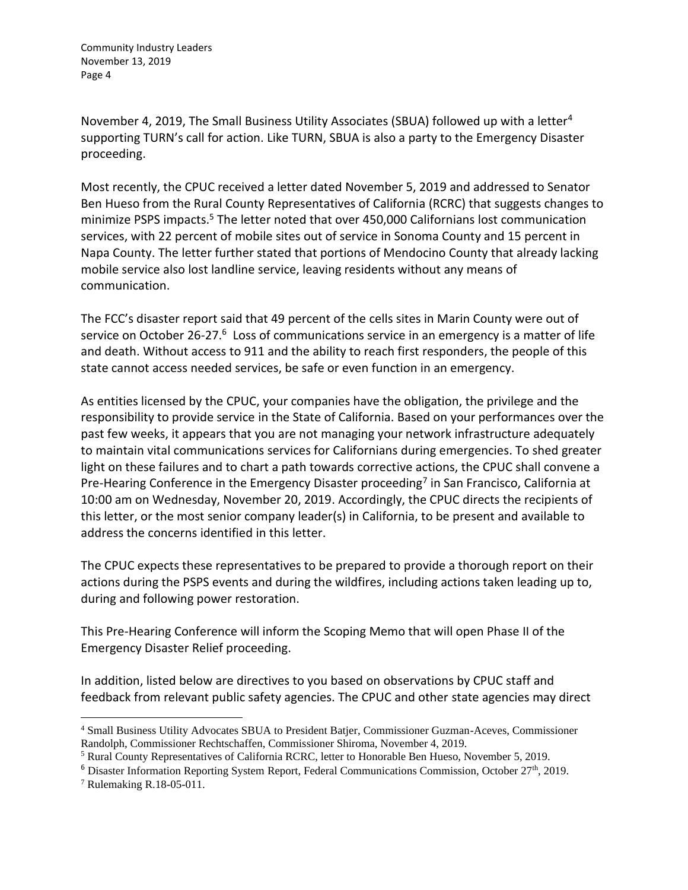November 4, 2019, The Small Business Utility Associates (SBUA) followed up with a letter[4] supporting TURN's call for action. Like TURN, SBUA is also a party to the Emergency Disaster proceeding.

Most recently, the CPUC received a letter dated November 5, 2019 and addressed to Senator Ben Hueso from the Rural County Representatives of California (RCRC) that suggests changes to minimize PSPS impacts.[5] The letter noted that over 450,000 Californians lost communication services, with 22 percent of mobile sites out of service in Sonoma County and 15 percent in Napa County. The letter further stated that portions of Mendocino County that already lacking mobile service also lost landline service, leaving residents without any means of communication.

The FCC's disaster report said that 49 percent of the cells sites in Marin County were out of service on October 26-27.[6] Loss of communications service in an emergency is a matter of life and death. Without access to 911 and the ability to reach first responders, the people of this state cannot access needed services, be safe or even function in an emergency.

As entities licensed by the CPUC, your companies have the obligation, the privilege and the responsibility to provide service in the State of California. Based on your performances over the past few weeks, it appears that you are not managing your network infrastructure adequately to maintain vital communications services for Californians during emergencies. To shed greater light on these failures and to chart a path towards corrective actions, the CPUC shall convene a Pre-Hearing Conference in the Emergency Disaster proceeding[7] in San Francisco, California at 10:00 am on Wednesday, November 20, 2019. Accordingly, the CPUC directs the recipients of this letter, or the most senior company leader(s) in California, to be present and available to address the concerns identified in this letter.

The CPUC expects these representatives to be prepared to provide a thorough report on their actions during the PSPS events and during the wildfires, including actions taken leading up to, during and following power restoration.

This Pre-Hearing Conference will inform the Scoping Memo that will open Phase II of the Emergency Disaster Relief proceeding.

In addition, listed below are directives to you based on observations by CPUC staff and feedback from relevant public safety agencies. The CPUC and other state agencies may direct

---

[4] Small Business Utility Advocates SBUA to President Batjer, Commissioner Guzman-Aceves, Commissioner Randolph, Commissioner Rechtschaffen, Commissioner Shiroma, November 4, 2019.

[5] Rural County Representatives of California RCRC, letter to Honorable Ben Hueso, November 5, 2019.

[6] Disaster Information Reporting System Report, Federal Communications Commission, October 27th, 2019.

[7] Rulemaking R.18-05-011.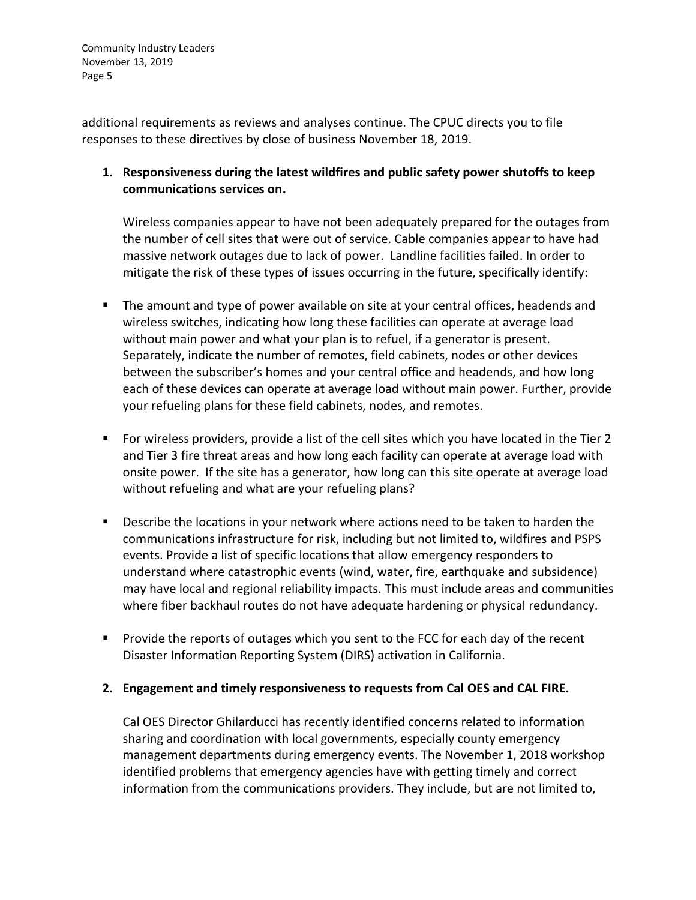additional requirements as reviews and analyses continue. The CPUC directs you to file responses to these directives by close of business November 18, 2019.

1. **Responsiveness during the latest wildfires and public safety power shutoffs to keep communications services on.**

   Wireless companies appear to have not been adequately prepared for the outages from the number of cell sites that were out of service. Cable companies appear to have had massive network outages due to lack of power. Landline facilities failed. In order to mitigate the risk of these types of issues occurring in the future, specifically identify:

- The amount and type of power available on site at your central offices, headends and wireless switches, indicating how long these facilities can operate at average load without main power and what your plan is to refuel, if a generator is present. Separately, indicate the number of remotes, field cabinets, nodes or other devices between the subscriber's homes and your central office and headends, and how long each of these devices can operate at average load without main power. Further, provide your refueling plans for these field cabinets, nodes, and remotes.

- For wireless providers, provide a list of the cell sites which you have located in the Tier 2 and Tier 3 fire threat areas and how long each facility can operate at average load with onsite power. If the site has a generator, how long can this site operate at average load without refueling and what are your refueling plans?

- Describe the locations in your network where actions need to be taken to harden the communications infrastructure for risk, including but not limited to, wildfires and PSPS events. Provide a list of specific locations that allow emergency responders to understand where catastrophic events (wind, water, fire, earthquake and subsidence) may have local and regional reliability impacts. This must include areas and communities where fiber backhaul routes do not have adequate hardening or physical redundancy.

- Provide the reports of outages which you sent to the FCC for each day of the recent Disaster Information Reporting System (DIRS) activation in California.

2. **Engagement and timely responsiveness to requests from Cal OES and CAL FIRE.**

   Cal OES Director Ghilarducci has recently identified concerns related to information sharing and coordination with local governments, especially county emergency management departments during emergency events. The November 1, 2018 workshop identified problems that emergency agencies have with getting timely and correct information from the communications providers. They include, but are not limited to,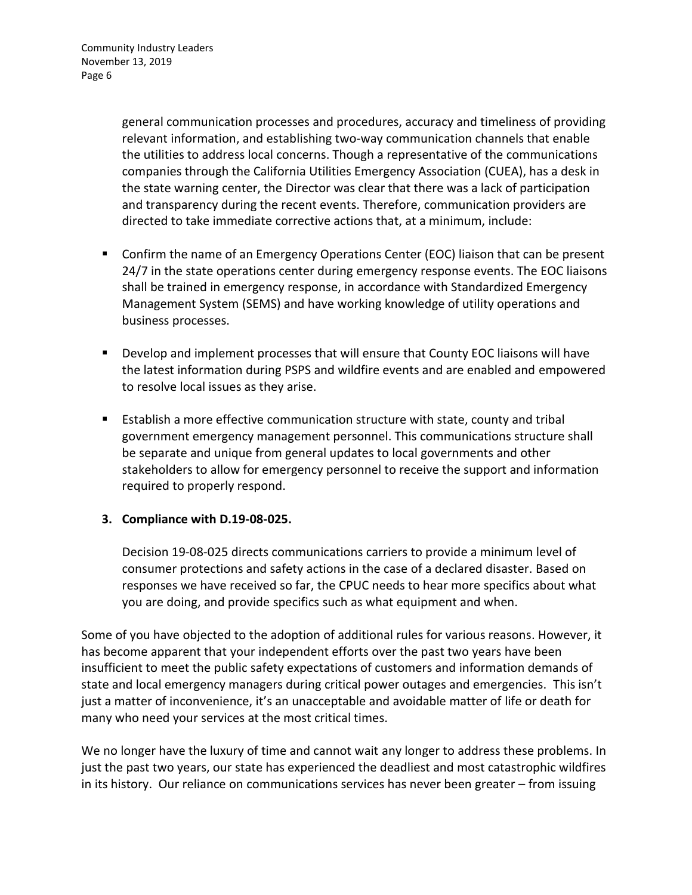general communication processes and procedures, accuracy and timeliness of providing relevant information, and establishing two-way communication channels that enable the utilities to address local concerns. Though a representative of the communications companies through the California Utilities Emergency Association (CUEA), has a desk in the state warning center, the Director was clear that there was a lack of participation and transparency during the recent events. Therefore, communication providers are directed to take immediate corrective actions that, at a minimum, include:

- Confirm the name of an Emergency Operations Center (EOC) liaison that can be present 24/7 in the state operations center during emergency response events. The EOC liaisons shall be trained in emergency response, in accordance with Standardized Emergency Management System (SEMS) and have working knowledge of utility operations and business processes.
- Develop and implement processes that will ensure that County EOC liaisons will have the latest information during PSPS and wildfire events and are enabled and empowered to resolve local issues as they arise.
- Establish a more effective communication structure with state, county and tribal government emergency management personnel. This communications structure shall be separate and unique from general updates to local governments and other stakeholders to allow for emergency personnel to receive the support and information required to properly respond.

**3. Compliance with D.19-08-025.**

Decision 19-08-025 directs communications carriers to provide a minimum level of consumer protections and safety actions in the case of a declared disaster. Based on responses we have received so far, the CPUC needs to hear more specifics about what you are doing, and provide specifics such as what equipment and when.

Some of you have objected to the adoption of additional rules for various reasons. However, it has become apparent that your independent efforts over the past two years have been insufficient to meet the public safety expectations of customers and information demands of state and local emergency managers during critical power outages and emergencies. This isn't just a matter of inconvenience, it's an unacceptable and avoidable matter of life or death for many who need your services at the most critical times.

We no longer have the luxury of time and cannot wait any longer to address these problems. In just the past two years, our state has experienced the deadliest and most catastrophic wildfires in its history. Our reliance on communications services has never been greater – from issuing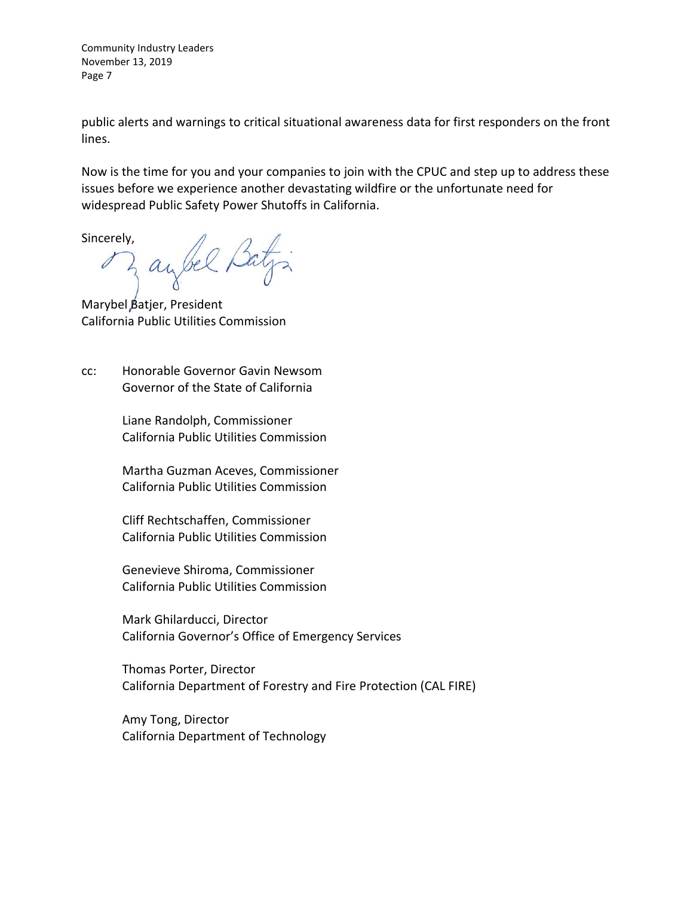public alerts and warnings to critical situational awareness data for first responders on the front lines.

Now is the time for you and your companies to join with the CPUC and step up to address these issues before we experience another devastating wildfire or the unfortunate need for widespread Public Safety Power Shutoffs in California.

Sincerely,

Marybel Batjer, President
California Public Utilities Commission

cc: Honorable Governor Gavin Newsom
Governor of the State of California

Liane Randolph, Commissioner
California Public Utilities Commission

Martha Guzman Aceves, Commissioner
California Public Utilities Commission

Cliff Rechtschaffen, Commissioner
California Public Utilities Commission

Genevieve Shiroma, Commissioner
California Public Utilities Commission

Mark Ghilarducci, Director
California Governor's Office of Emergency Services

Thomas Porter, Director
California Department of Forestry and Fire Protection (CAL FIRE)

Amy Tong, Director
California Department of Technology